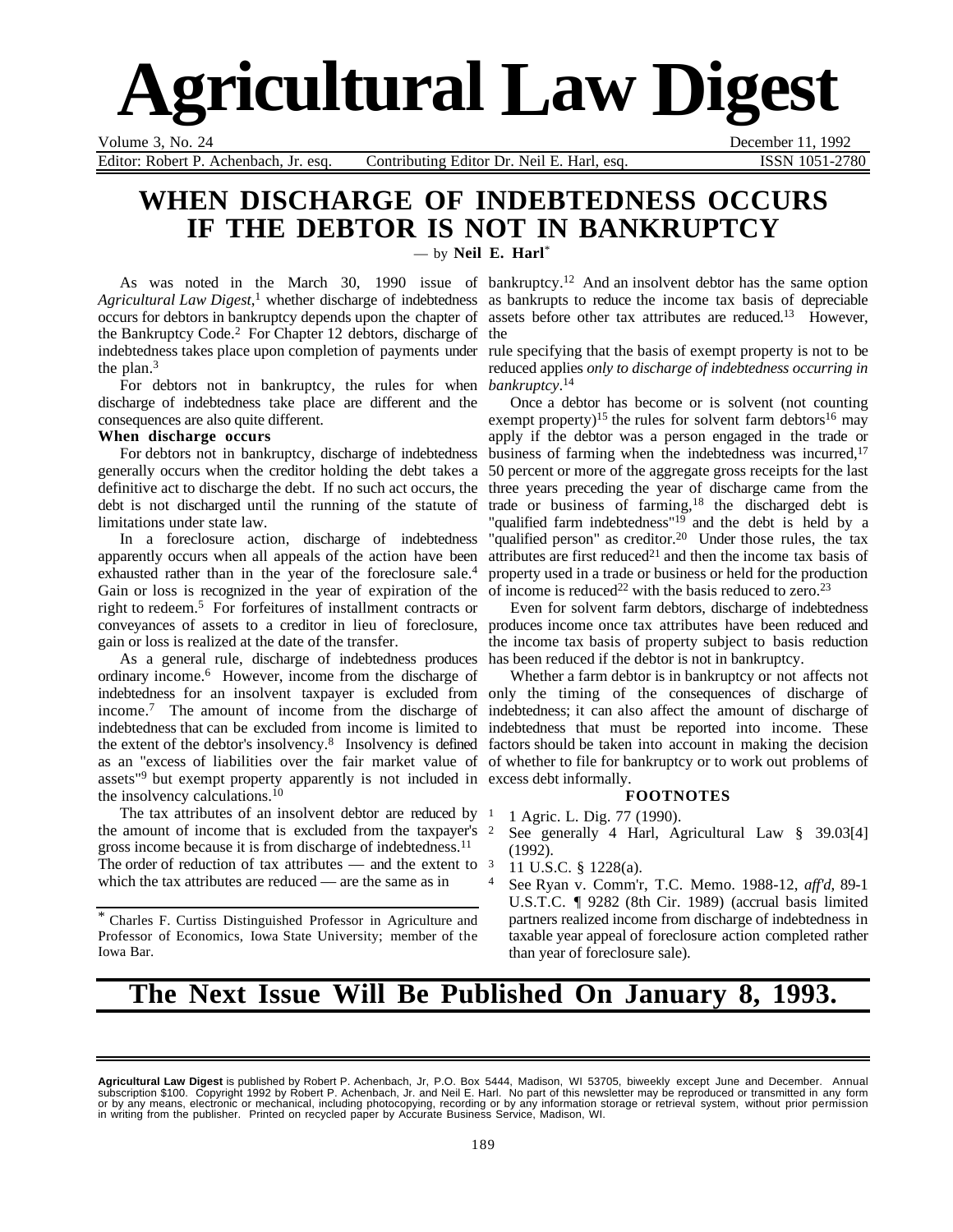# Agricultural Law Digest

Volume 3, No. 24 — December 11, 1992

Editor: Robert P. Achenbach, Jr. esq. — Contributing Editor Dr. Neil E. Harl, esq. — ISSN 1051-2780

## WHEN DISCHARGE OF INDEBTEDNESS OCCURS IF THE DEBTOR IS NOT IN BANKRUPTCY

— by **Neil E. Harl***

As was noted in the March 30, 1990 issue of *Agricultural Law Digest*,[1] whether discharge of indebtedness occurs for debtors in bankruptcy depends upon the chapter of the Bankruptcy Code.[2] For Chapter 12 debtors, discharge of indebtedness takes place upon completion of payments under the plan.[3]

For debtors not in bankruptcy, the rules for when discharge of indebtedness take place are different and the consequences are also quite different.

**When discharge occurs**

For debtors not in bankruptcy, discharge of indebtedness generally occurs when the creditor holding the debt takes a definitive act to discharge the debt. If no such act occurs, the debt is not discharged until the running of the statute of limitations under state law.

In a foreclosure action, discharge of indebtedness apparently occurs when all appeals of the action have been exhausted rather than in the year of the foreclosure sale.[4] Gain or loss is recognized in the year of expiration of the right to redeem.[5] For forfeitures of installment contracts or conveyances of assets to a creditor in lieu of foreclosure, gain or loss is realized at the date of the transfer.

As a general rule, discharge of indebtedness produces ordinary income.[6] However, income from the discharge of indebtedness for an insolvent taxpayer is excluded from income.[7] The amount of income from the discharge of indebtedness that can be excluded from income is limited to the extent of the debtor's insolvency.[8] Insolvency is defined as an "excess of liabilities over the fair market value of assets"[9] but exempt property apparently is not included in the insolvency calculations.[10]

The tax attributes of an insolvent debtor are reduced by the amount of income that is excluded from the taxpayer's gross income because it is from discharge of indebtedness.[11] The order of reduction of tax attributes — and the extent to which the tax attributes are reduced — are the same as in bankruptcy.[12] And an insolvent debtor has the same option as bankrupts to reduce the income tax basis of depreciable assets before other tax attributes are reduced.[13] However, the rule specifying that the basis of exempt property is not to be reduced applies *only to discharge of indebtedness occurring in bankruptcy*.[14]

Once a debtor has become or is solvent (not counting exempt property)[15] the rules for solvent farm debtors[16] may apply if the debtor was a person engaged in the trade or business of farming when the indebtedness was incurred,[17] 50 percent or more of the aggregate gross receipts for the last three years preceding the year of discharge came from the trade or business of farming,[18] the discharged debt is "qualified farm indebtedness"[19] and the debt is held by a "qualified person" as creditor.[20] Under those rules, the tax attributes are first reduced[21] and then the income tax basis of property used in a trade or business or held for the production of income is reduced[22] with the basis reduced to zero.[23]

Even for solvent farm debtors, discharge of indebtedness produces income once tax attributes have been reduced and the income tax basis of property subject to basis reduction has been reduced if the debtor is not in bankruptcy.

Whether a farm debtor is in bankruptcy or not affects not only the timing of the consequences of discharge of indebtedness; it can also affect the amount of discharge of indebtedness that must be reported into income. These factors should be taken into account in making the decision of whether to file for bankruptcy or to work out problems of excess debt informally.

\* Charles F. Curtiss Distinguished Professor in Agriculture and Professor of Economics, Iowa State University; member of the Iowa Bar.

### FOOTNOTES

1. 1 Agric. L. Dig. 77 (1990).
2. See generally 4 Harl, Agricultural Law § 39.03[4] (1992).
3. 11 U.S.C. § 1228(a).
4. See Ryan v. Comm'r, T.C. Memo. 1988-12, *aff'd*, 89-1 U.S.T.C. ¶ 9282 (8th Cir. 1989) (accrual basis limited partners realized income from discharge of indebtedness in taxable year appeal of foreclosure action completed rather than year of foreclosure sale).

**The Next Issue Will Be Published On January 8, 1993.**

**Agricultural Law Digest** is published by Robert P. Achenbach, Jr, P.O. Box 5444, Madison, WI 53705, biweekly except June and December. Annual subscription $100. Copyright 1992 by Robert P. Achenbach, Jr. and Neil E. Harl. No part of this newsletter may be reproduced or transmitted in any form or by any means, electronic or mechanical, including photocopying, recording or by any information storage or retrieval system, without prior permission in writing from the publisher. Printed on recycled paper by Accurate Business Service, Madison, WI.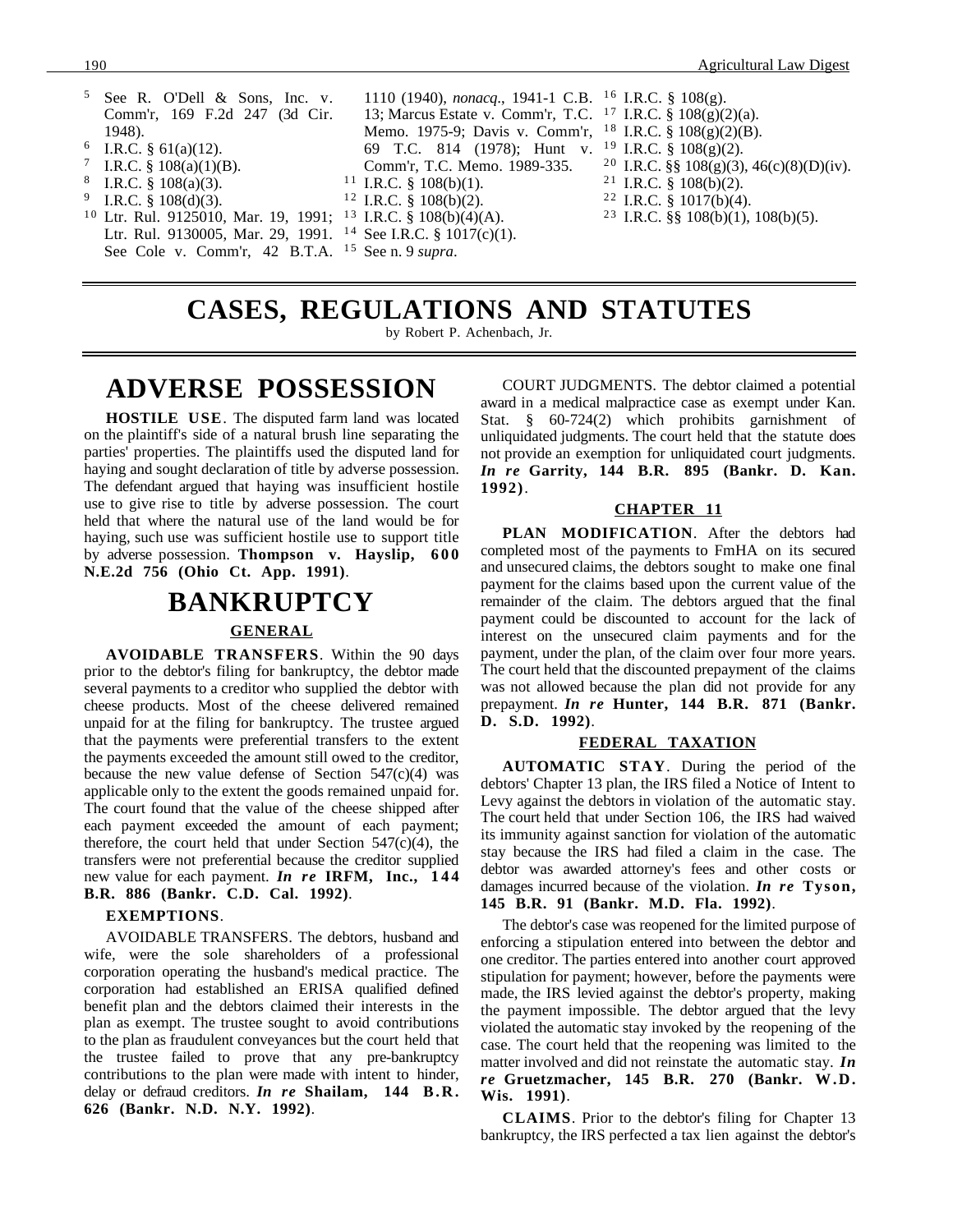[5] See R. O'Dell & Sons, Inc. v. Comm'r, 169 F.2d 247 (3d Cir. 1948).

[6] I.R.C. § 61(a)(12).

[7] I.R.C. § 108(a)(1)(B).

[8] I.R.C. § 108(a)(3).

[9] I.R.C. § 108(d)(3).

[10] Ltr. Rul. 9125010, Mar. 19, 1991; Ltr. Rul. 9130005, Mar. 29, 1991. See Cole v. Comm'r, 42 B.T.A. 1110 (1940), *nonacq.*, 1941-1 C.B. 13; Marcus Estate v. Comm'r, T.C. Memo. 1975-9; Davis v. Comm'r, 69 T.C. 814 (1978); Hunt v. Comm'r, T.C. Memo. 1989-335.

[11] I.R.C. § 108(b)(1).

[12] I.R.C. § 108(b)(2).

[13] I.R.C. § 108(b)(4)(A).

[14] See I.R.C. § 1017(c)(1).

[15] See n. 9 *supra*.

[16] I.R.C. § 108(g).

[17] I.R.C. § 108(g)(2)(a).

[18] I.R.C. § 108(g)(2)(B).

[19] I.R.C. § 108(g)(2).

[20] I.R.C. §§ 108(g)(3), 46(c)(8)(D)(iv).

[21] I.R.C. § 108(b)(2).

[22] I.R.C. § 1017(b)(4).

[23] I.R.C. §§ 108(b)(1), 108(b)(5).

# CASES, REGULATIONS AND STATUTES

by Robert P. Achenbach, Jr.

## ADVERSE POSSESSION

**HOSTILE USE**. The disputed farm land was located on the plaintiff's side of a natural brush line separating the parties' properties. The plaintiffs used the disputed land for haying and sought declaration of title by adverse possession. The defendant argued that haying was insufficient hostile use to give rise to title by adverse possession. The court held that where the natural use of the land would be for haying, such use was sufficient hostile use to support title by adverse possession. **Thompson v. Hayslip, 600 N.E.2d 756 (Ohio Ct. App. 1991)**.

## BANKRUPTCY

### GENERAL

**AVOIDABLE TRANSFERS**. Within the 90 days prior to the debtor's filing for bankruptcy, the debtor made several payments to a creditor who supplied the debtor with cheese products. Most of the cheese delivered remained unpaid for at the filing for bankruptcy. The trustee argued that the payments were preferential transfers to the extent the payments exceeded the amount still owed to the creditor, because the new value defense of Section 547(c)(4) was applicable only to the extent the goods remained unpaid for. The court found that the value of the cheese shipped after each payment exceeded the amount of each payment; therefore, the court held that under Section 547(c)(4), the transfers were not preferential because the creditor supplied new value for each payment. ***In re* IRFM, Inc., 144 B.R. 886 (Bankr. C.D. Cal. 1992)**.

**EXEMPTIONS**.

AVOIDABLE TRANSFERS. The debtors, husband and wife, were the sole shareholders of a professional corporation operating the husband's medical practice. The corporation had established an ERISA qualified defined benefit plan and the debtors claimed their interests in the plan as exempt. The trustee sought to avoid contributions to the plan as fraudulent conveyances but the court held that the trustee failed to prove that any pre-bankruptcy contributions to the plan were made with intent to hinder, delay or defraud creditors. ***In re* Shailam, 144 B.R. 626 (Bankr. N.D. N.Y. 1992)**.

COURT JUDGMENTS. The debtor claimed a potential award in a medical malpractice case as exempt under Kan. Stat. § 60-724(2) which prohibits garnishment of unliquidated judgments. The court held that the statute does not provide an exemption for unliquidated court judgments. ***In re* Garrity, 144 B.R. 895 (Bankr. D. Kan. 1992)**.

### CHAPTER 11

**PLAN MODIFICATION**. After the debtors had completed most of the payments to FmHA on its secured and unsecured claims, the debtors sought to make one final payment for the claims based upon the current value of the remainder of the claim. The debtors argued that the final payment could be discounted to account for the lack of interest on the unsecured claim payments and for the payment, under the plan, of the claim over four more years. The court held that the discounted prepayment of the claims was not allowed because the plan did not provide for any prepayment. ***In re* Hunter, 144 B.R. 871 (Bankr. D. S.D. 1992)**.

### FEDERAL TAXATION

**AUTOMATIC STAY**. During the period of the debtors' Chapter 13 plan, the IRS filed a Notice of Intent to Levy against the debtors in violation of the automatic stay. The court held that under Section 106, the IRS had waived its immunity against sanction for violation of the automatic stay because the IRS had filed a claim in the case. The debtor was awarded attorney's fees and other costs or damages incurred because of the violation. ***In re* Tyson, 145 B.R. 91 (Bankr. M.D. Fla. 1992)**.

The debtor's case was reopened for the limited purpose of enforcing a stipulation entered into between the debtor and one creditor. The parties entered into another court approved stipulation for payment; however, before the payments were made, the IRS levied against the debtor's property, making the payment impossible. The debtor argued that the levy violated the automatic stay invoked by the reopening of the case. The court held that the reopening was limited to the matter involved and did not reinstate the automatic stay. ***In re* Gruetzmacher, 145 B.R. 270 (Bankr. W.D. Wis. 1991)**.

**CLAIMS**. Prior to the debtor's filing for Chapter 13 bankruptcy, the IRS perfected a tax lien against the debtor's